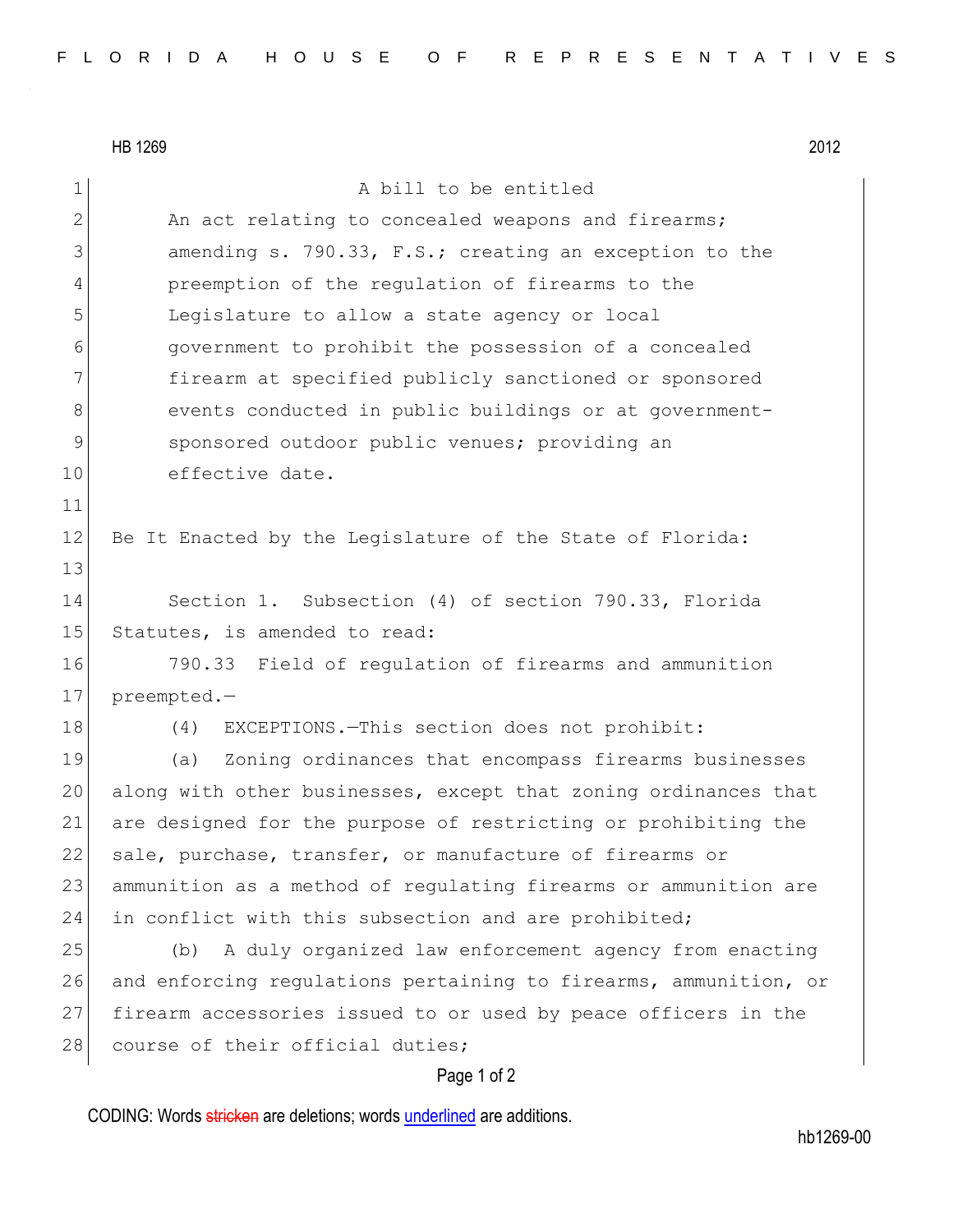HB 1269 2012

A bill to be entitled

An act relating to concealed weapons and firearms; amending s. 790.33, F.S.; creating an exception to the preemption of the regulation of firearms to the Legislature to allow a state agency or local government to prohibit the possession of a concealed firearm at specified publicly sanctioned or sponsored events conducted in public buildings or at government-sponsored outdoor public venues; providing an effective date.

Be It Enacted by the Legislature of the State of Florida:

Section 1. Subsection (4) of section 790.33, Florida Statutes, is amended to read:

790.33 Field of regulation of firearms and ammunition preempted.—

(4) EXCEPTIONS.—This section does not prohibit:

(a) Zoning ordinances that encompass firearms businesses along with other businesses, except that zoning ordinances that are designed for the purpose of restricting or prohibiting the sale, purchase, transfer, or manufacture of firearms or ammunition as a method of regulating firearms or ammunition are in conflict with this subsection and are prohibited;

(b) A duly organized law enforcement agency from enacting and enforcing regulations pertaining to firearms, ammunition, or firearm accessories issued to or used by peace officers in the course of their official duties;

CODING: Words stricken are deletions; words underlined are additions.

hb1269-00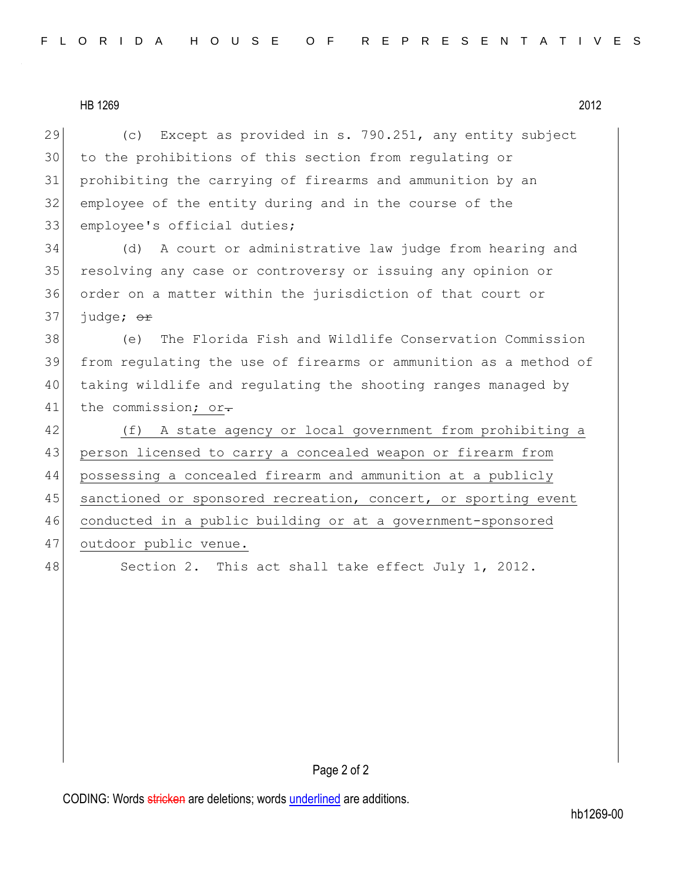HB 1269 2012

29 (c) Except as provided in s. 790.251, any entity subject
30 to the prohibitions of this section from regulating or
31 prohibiting the carrying of firearms and ammunition by an
32 employee of the entity during and in the course of the
33 employee's official duties;
34 (d) A court or administrative law judge from hearing and
35 resolving any case or controversy or issuing any opinion or
36 order on a matter within the jurisdiction of that court or
37 judge; ~~or~~
38 (e) The Florida Fish and Wildlife Conservation Commission
39 from regulating the use of firearms or ammunition as a method of
40 taking wildlife and regulating the shooting ranges managed by
41 the commission<u>; or</u>~~.~~
42 <u>(f) A state agency or local government from prohibiting a</u>
43 <u>person licensed to carry a concealed weapon or firearm from</u>
44 <u>possessing a concealed firearm and ammunition at a publicly</u>
45 <u>sanctioned or sponsored recreation, concert, or sporting event</u>
46 <u>conducted in a public building or at a government-sponsored</u>
47 <u>outdoor public venue.</u>
48 Section 2. This act shall take effect July 1, 2012.

CODING: Words ~~stricken~~ are deletions; words <u>underlined</u> are additions.

hb1269-00